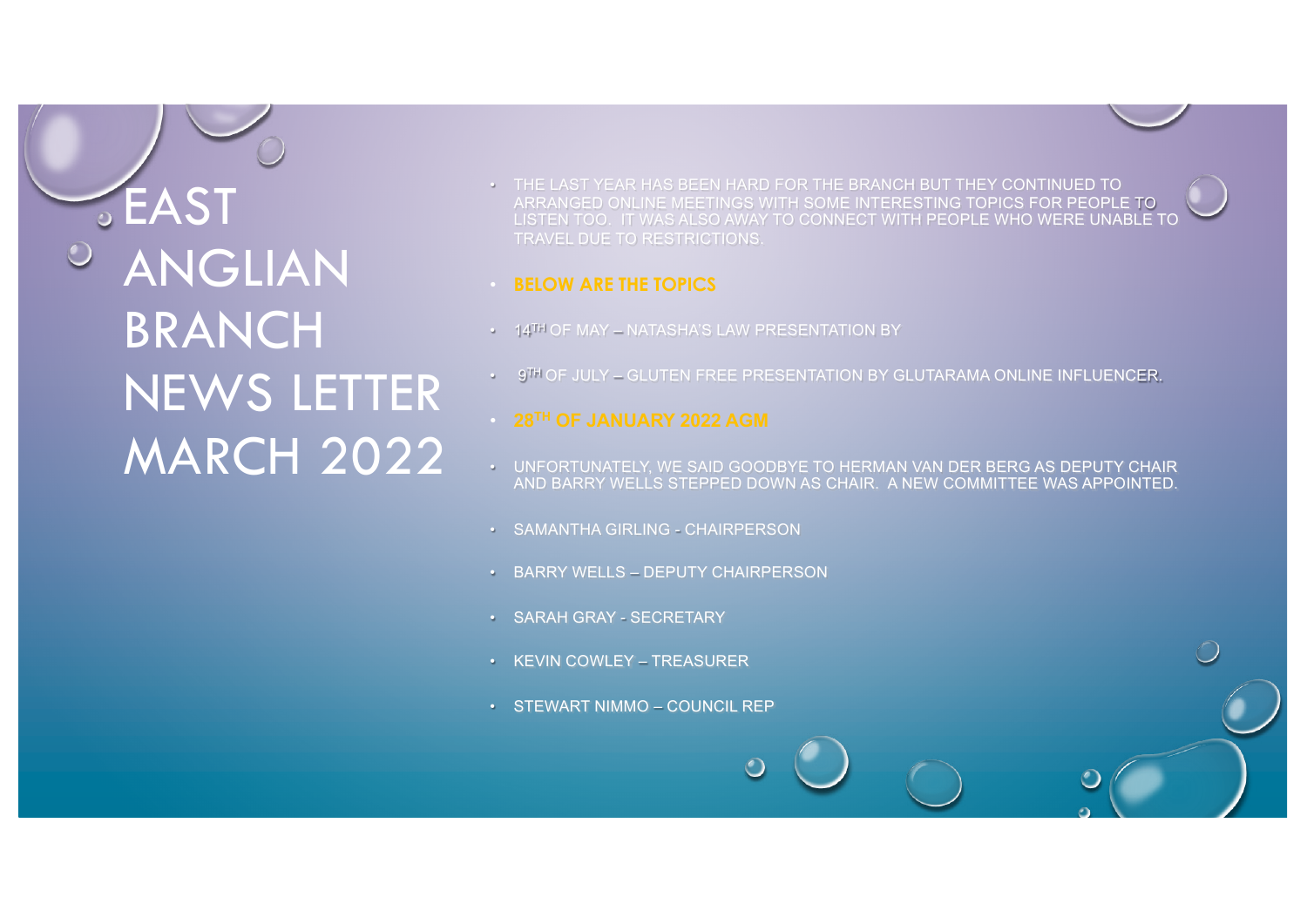# EAST ANGLIAN BRANCH NEWS LETTER MARCH 2022

- THE LAST YEAR HAS BEEN HARD FOR THE BRANCH BUT THEY CONTINUED TO ARRANGED ONLINE MEETINGS WITH SOME INTERESTING TOPICS FOR PEOPLE TO LISTEN TOO. IT WAS ALSO AWAY TO CONNECT WITH PEOPLE WHO WERE UNABLE TO TRAVEL DUE TO RESTRICTIONS.
- **BELOW ARE THE TOPICS**
- 14TH OF MAY – NATASHA'S LAW PRESENTATION BY
- 9TH OF JULY – GLUTEN FREE PRESENTATION BY GLUTARAMA ONLINE INFLUENCER.
- **28TH OF JANUARY 2022 AGM**
- UNFORTUNATELY, WE SAID GOODBYE TO HERMAN VAN DER BERG AS DEPUTY CHAIR AND BARRY WELLS STEPPED DOWN AS CHAIR. A NEW COMMITTEE WAS APPOINTED.
- SAMANTHA GIRLING - CHAIRPERSON
- BARRY WELLS – DEPUTY CHAIRPERSON
- SARAH GRAY - SECRETARY
- KEVIN COWLEY – TREASURER
- STEWART NIMMO – COUNCIL REP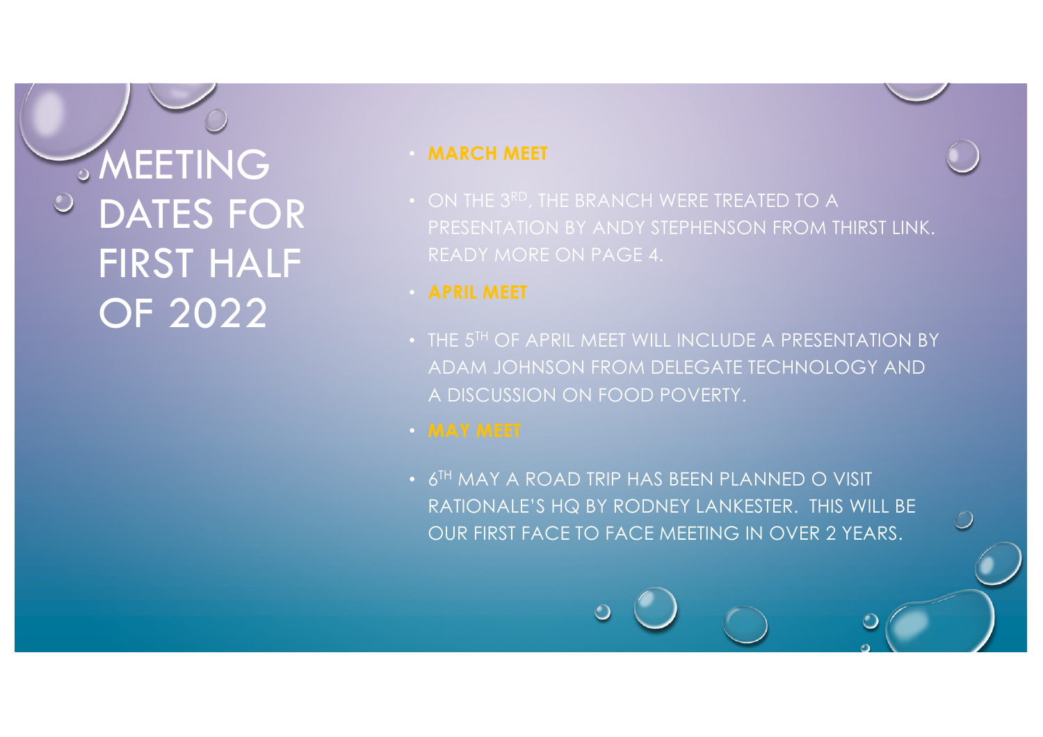# MEETING DATES FOR FIRST HALF OF 2022

- **MARCH MEET**
- ON THE 3RD, THE BRANCH WERE TREATED TO A PRESENTATION BY ANDY STEPHENSON FROM THIRST LINK. READY MORE ON PAGE 4.
- **APRIL MEET**
- THE 5TH OF APRIL MEET WILL INCLUDE A PRESENTATION BY ADAM JOHNSON FROM DELEGATE TECHNOLOGY AND A DISCUSSION ON FOOD POVERTY.
- **MAY MEET**
- 6TH MAY A ROAD TRIP HAS BEEN PLANNED O VISIT RATIONALE'S HQ BY RODNEY LANKESTER. THIS WILL BE OUR FIRST FACE TO FACE MEETING IN OVER 2 YEARS.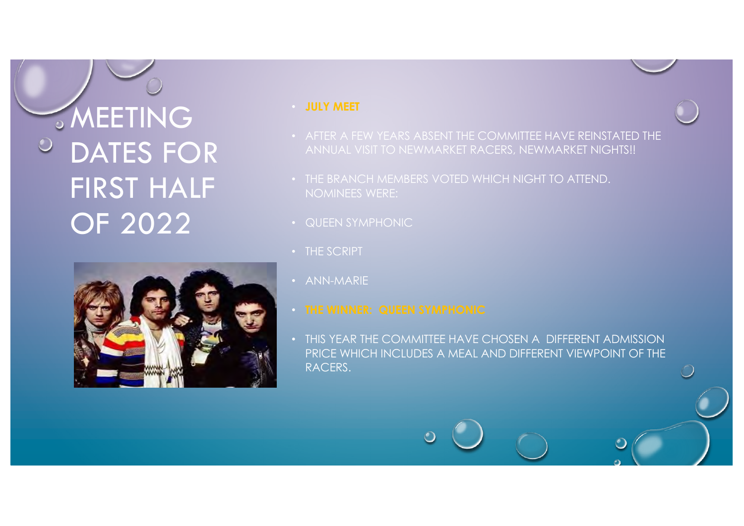# MEETING DATES FOR FIRST HALF OF 2022

- **JULY MEET**
- AFTER A FEW YEARS ABSENT THE COMMITTEE HAVE REINSTATED THE ANNUAL VISIT TO NEWMARKET RACERS, NEWMARKET NIGHTS!!
- THE BRANCH MEMBERS VOTED WHICH NIGHT TO ATTEND. NOMINEES WERE:
- QUEEN SYMPHONIC
- THE SCRIPT
- ANN-MARIE
- **THE WINNER: QUEEN SYMPHONIC**
- THIS YEAR THE COMMITTEE HAVE CHOSEN A DIFFERENT ADMISSION PRICE WHICH INCLUDES A MEAL AND DIFFERENT VIEWPOINT OF THE RACERS.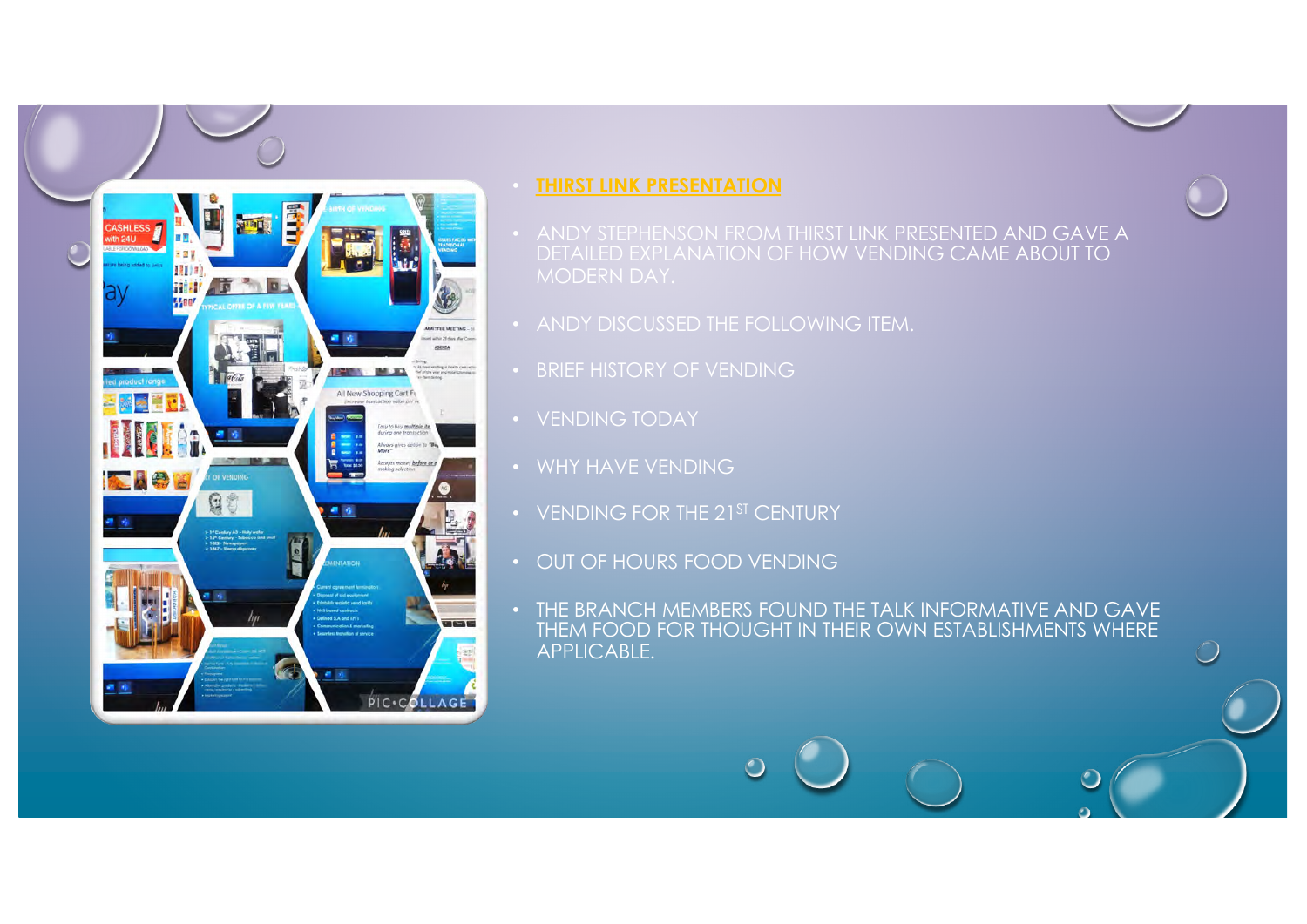- **THIRST LINK PRESENTATION**
- ANDY STEPHENSON FROM THIRST LINK PRESENTED AND GAVE A DETAILED EXPLANATION OF HOW VENDING CAME ABOUT TO MODERN DAY.
- ANDY DISCUSSED THE FOLLOWING ITEM.
- BRIEF HISTORY OF VENDING
- VENDING TODAY
- WHY HAVE VENDING
- VENDING FOR THE 21ST CENTURY
- OUT OF HOURS FOOD VENDING
- THE BRANCH MEMBERS FOUND THE TALK INFORMATIVE AND GAVE THEM FOOD FOR THOUGHT IN THEIR OWN ESTABLISHMENTS WHERE APPLICABLE.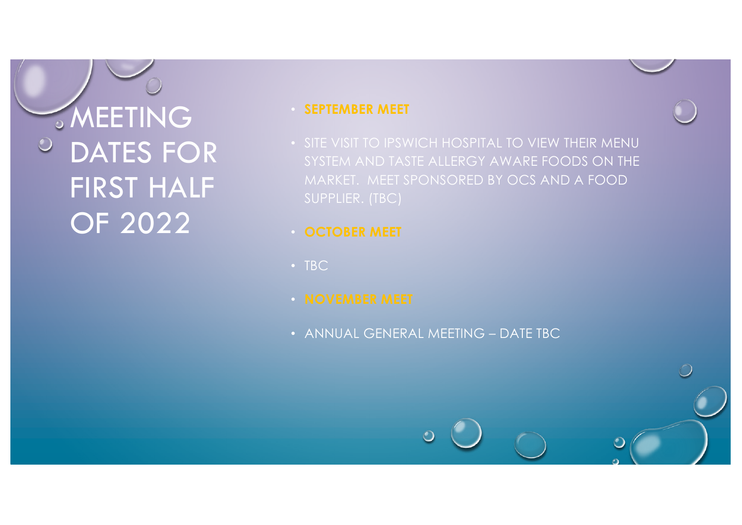# MEETING DATES FOR FIRST HALF OF 2022

- **SEPTEMBER MEET**
- SITE VISIT TO IPSWICH HOSPITAL TO VIEW THEIR MENU SYSTEM AND TASTE ALLERGY AWARE FOODS ON THE MARKET. MEET SPONSORED BY OCS AND A FOOD SUPPLIER. (TBC)
- **OCTOBER MEET**
- TBC
- **NOVEMBER MEET**
- ANNUAL GENERAL MEETING – DATE TBC